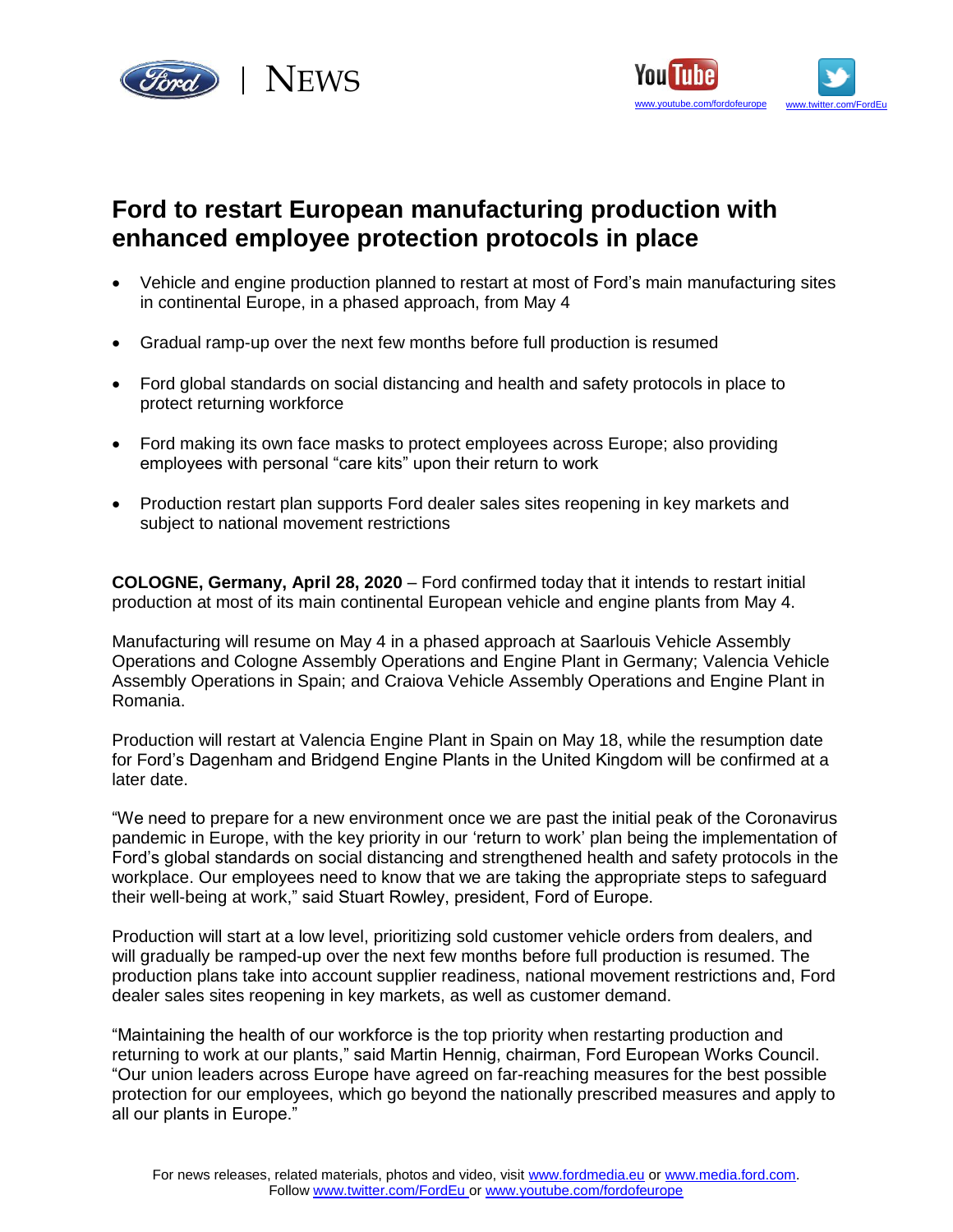# Ford to restart European manufacturing production with enhanced employee protection protocols in place

- Vehicle and engine production planned to restart at most of Ford's main manufacturing sites in continental Europe, in a phased approach, from May 4
- Gradual ramp-up over the next few months before full production is resumed
- Ford global standards on social distancing and health and safety protocols in place to protect returning workforce
- Ford making its own face masks to protect employees across Europe; also providing employees with personal "care kits" upon their return to work
- Production restart plan supports Ford dealer sales sites reopening in key markets and subject to national movement restrictions

**COLOGNE, Germany, April 28, 2020** – Ford confirmed today that it intends to restart initial production at most of its main continental European vehicle and engine plants from May 4.

Manufacturing will resume on May 4 in a phased approach at Saarlouis Vehicle Assembly Operations and Cologne Assembly Operations and Engine Plant in Germany; Valencia Vehicle Assembly Operations in Spain; and Craiova Vehicle Assembly Operations and Engine Plant in Romania.

Production will restart at Valencia Engine Plant in Spain on May 18, while the resumption date for Ford's Dagenham and Bridgend Engine Plants in the United Kingdom will be confirmed at a later date.

"We need to prepare for a new environment once we are past the initial peak of the Coronavirus pandemic in Europe, with the key priority in our 'return to work' plan being the implementation of Ford's global standards on social distancing and strengthened health and safety protocols in the workplace. Our employees need to know that we are taking the appropriate steps to safeguard their well-being at work," said Stuart Rowley, president, Ford of Europe.

Production will start at a low level, prioritizing sold customer vehicle orders from dealers, and will gradually be ramped-up over the next few months before full production is resumed. The production plans take into account supplier readiness, national movement restrictions and, Ford dealer sales sites reopening in key markets, as well as customer demand.

"Maintaining the health of our workforce is the top priority when restarting production and returning to work at our plants," said Martin Hennig, chairman, Ford European Works Council. "Our union leaders across Europe have agreed on far-reaching measures for the best possible protection for our employees, which go beyond the nationally prescribed measures and apply to all our plants in Europe."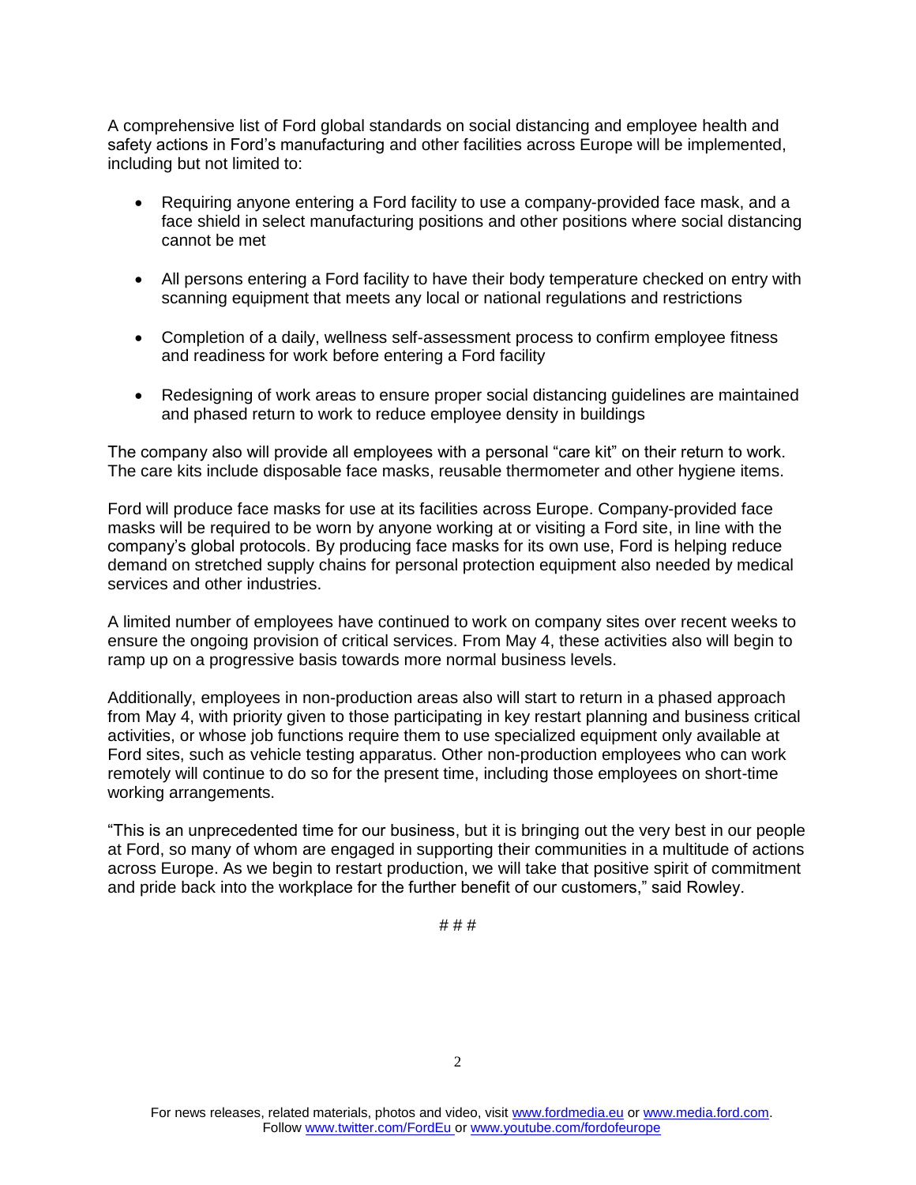A comprehensive list of Ford global standards on social distancing and employee health and safety actions in Ford's manufacturing and other facilities across Europe will be implemented, including but not limited to:

- Requiring anyone entering a Ford facility to use a company-provided face mask, and a face shield in select manufacturing positions and other positions where social distancing cannot be met

- All persons entering a Ford facility to have their body temperature checked on entry with scanning equipment that meets any local or national regulations and restrictions

- Completion of a daily, wellness self-assessment process to confirm employee fitness and readiness for work before entering a Ford facility

- Redesigning of work areas to ensure proper social distancing guidelines are maintained and phased return to work to reduce employee density in buildings

The company also will provide all employees with a personal "care kit" on their return to work. The care kits include disposable face masks, reusable thermometer and other hygiene items.

Ford will produce face masks for use at its facilities across Europe. Company-provided face masks will be required to be worn by anyone working at or visiting a Ford site, in line with the company's global protocols. By producing face masks for its own use, Ford is helping reduce demand on stretched supply chains for personal protection equipment also needed by medical services and other industries.

A limited number of employees have continued to work on company sites over recent weeks to ensure the ongoing provision of critical services. From May 4, these activities also will begin to ramp up on a progressive basis towards more normal business levels.

Additionally, employees in non-production areas also will start to return in a phased approach from May 4, with priority given to those participating in key restart planning and business critical activities, or whose job functions require them to use specialized equipment only available at Ford sites, such as vehicle testing apparatus. Other non-production employees who can work remotely will continue to do so for the present time, including those employees on short-time working arrangements.

"This is an unprecedented time for our business, but it is bringing out the very best in our people at Ford, so many of whom are engaged in supporting their communities in a multitude of actions across Europe. As we begin to restart production, we will take that positive spirit of commitment and pride back into the workplace for the further benefit of our customers," said Rowley.

# # #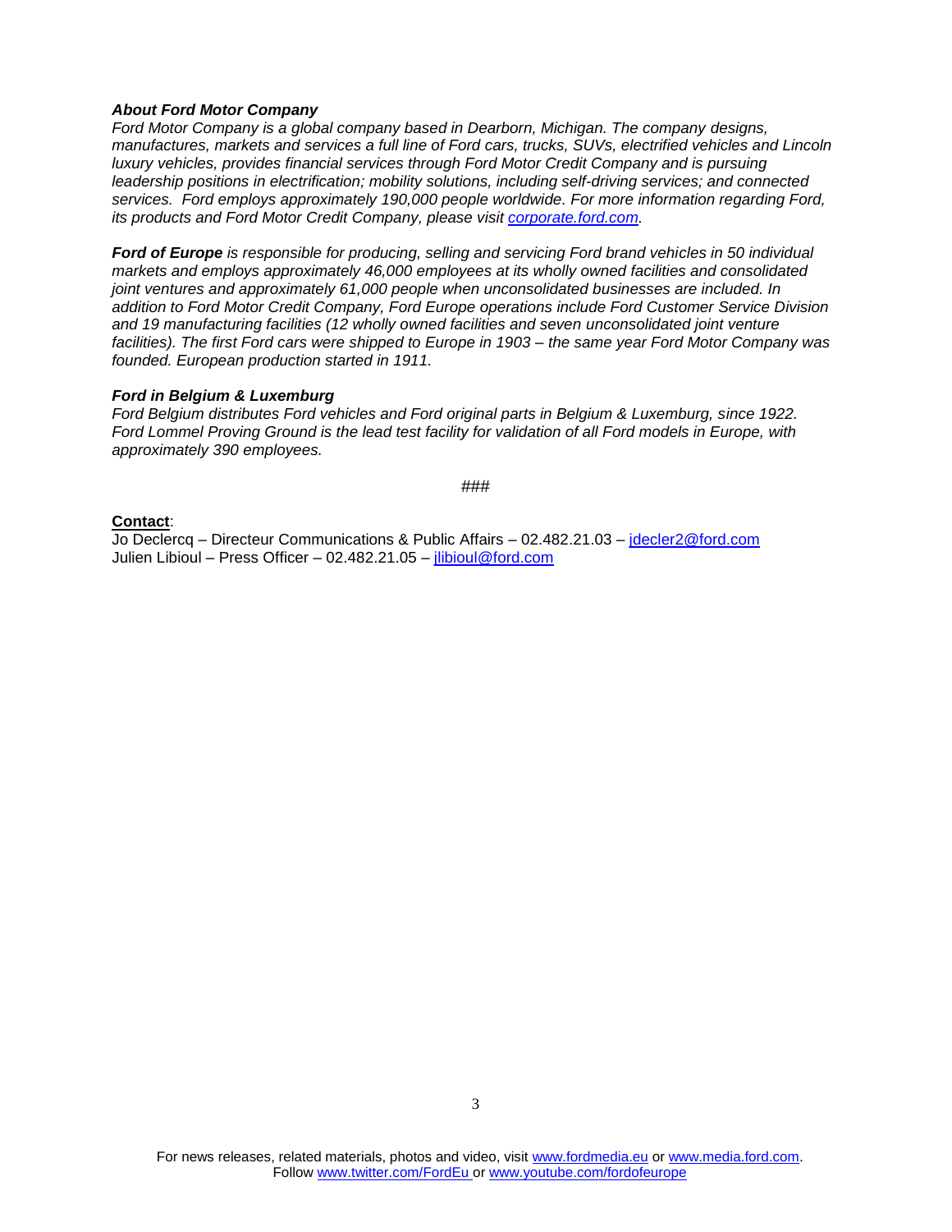***About Ford Motor Company***

*Ford Motor Company is a global company based in Dearborn, Michigan. The company designs, manufactures, markets and services a full line of Ford cars, trucks, SUVs, electrified vehicles and Lincoln luxury vehicles, provides financial services through Ford Motor Credit Company and is pursuing leadership positions in electrification; mobility solutions, including self-driving services; and connected services. Ford employs approximately 190,000 people worldwide. For more information regarding Ford, its products and Ford Motor Credit Company, please visit [corporate.ford.com](corporate.ford.com).*

***Ford of Europe*** *is responsible for producing, selling and servicing Ford brand vehicles in 50 individual markets and employs approximately 46,000 employees at its wholly owned facilities and consolidated joint ventures and approximately 61,000 people when unconsolidated businesses are included. In addition to Ford Motor Credit Company, Ford Europe operations include Ford Customer Service Division and 19 manufacturing facilities (12 wholly owned facilities and seven unconsolidated joint venture facilities). The first Ford cars were shipped to Europe in 1903 – the same year Ford Motor Company was founded. European production started in 1911.*

***Ford in Belgium & Luxemburg***

*Ford Belgium distributes Ford vehicles and Ford original parts in Belgium & Luxemburg, since 1922. Ford Lommel Proving Ground is the lead test facility for validation of all Ford models in Europe, with approximately 390 employees.*

###

**Contact**:

Jo Declercq – Directeur Communications & Public Affairs – 02.482.21.03 – jdecler2@ford.com
Julien Libioul – Press Officer – 02.482.21.05 – jlibioul@ford.com

For news releases, related materials, photos and video, visit www.fordmedia.eu or www.media.ford.com.
Follow www.twitter.com/FordEu or www.youtube.com/fordofeurope